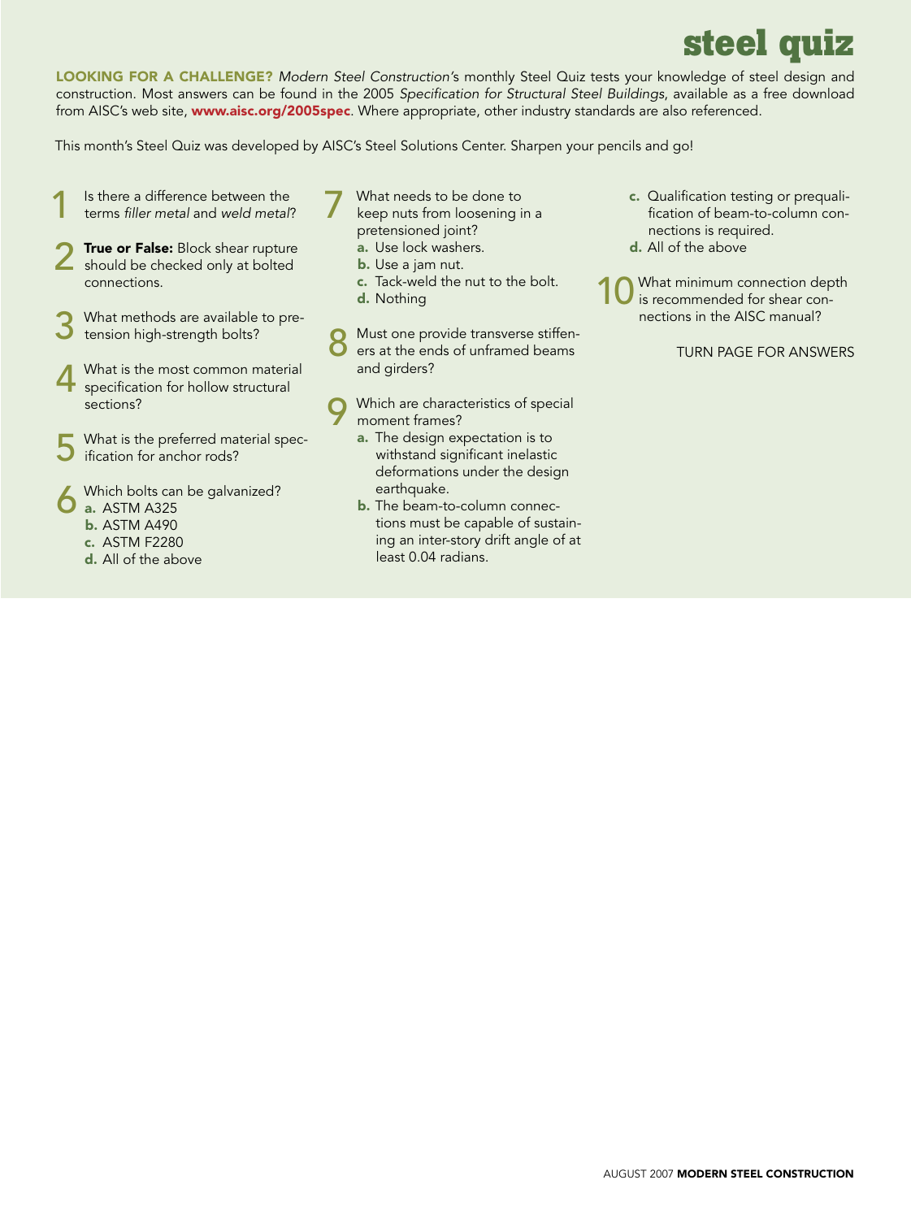# steel quiz

**LOOKING FOR A CHALLENGE?** *Modern Steel Construction*'s monthly Steel Quiz tests your knowledge of steel design and construction. Most answers can be found in the 2005 *Specification for Structural Steel Buildings*, available as a free download from AISC's web site, **www.aisc.org/2005spec**. Where appropriate, other industry standards are also referenced.

This month's Steel Quiz was developed by AISC's Steel Solutions Center. Sharpen your pencils and go!

1. Is there a difference between the terms *filler metal* and *weld metal*?

2. **True or False:** Block shear rupture should be checked only at bolted connections.

3. What methods are available to pretension high-strength bolts?

4. What is the most common material specification for hollow structural sections?

5. What is the preferred material specification for anchor rods?

6. Which bolts can be galvanized?
   - **a.** ASTM A325
   - **b.** ASTM A490
   - **c.** ASTM F2280
   - **d.** All of the above

7. What needs to be done to keep nuts from loosening in a pretensioned joint?
   - **a.** Use lock washers.
   - **b.** Use a jam nut.
   - **c.** Tack-weld the nut to the bolt.
   - **d.** Nothing

8. Must one provide transverse stiffeners at the ends of unframed beams and girders?

9. Which are characteristics of special moment frames?
   - **a.** The design expectation is to withstand significant inelastic deformations under the design earthquake.
   - **b.** The beam-to-column connections must be capable of sustaining an inter-story drift angle of at least 0.04 radians.
   - **c.** Qualification testing or prequalification of beam-to-column connections is required.
   - **d.** All of the above

10. What minimum connection depth is recommended for shear connections in the AISC manual?

TURN PAGE FOR ANSWERS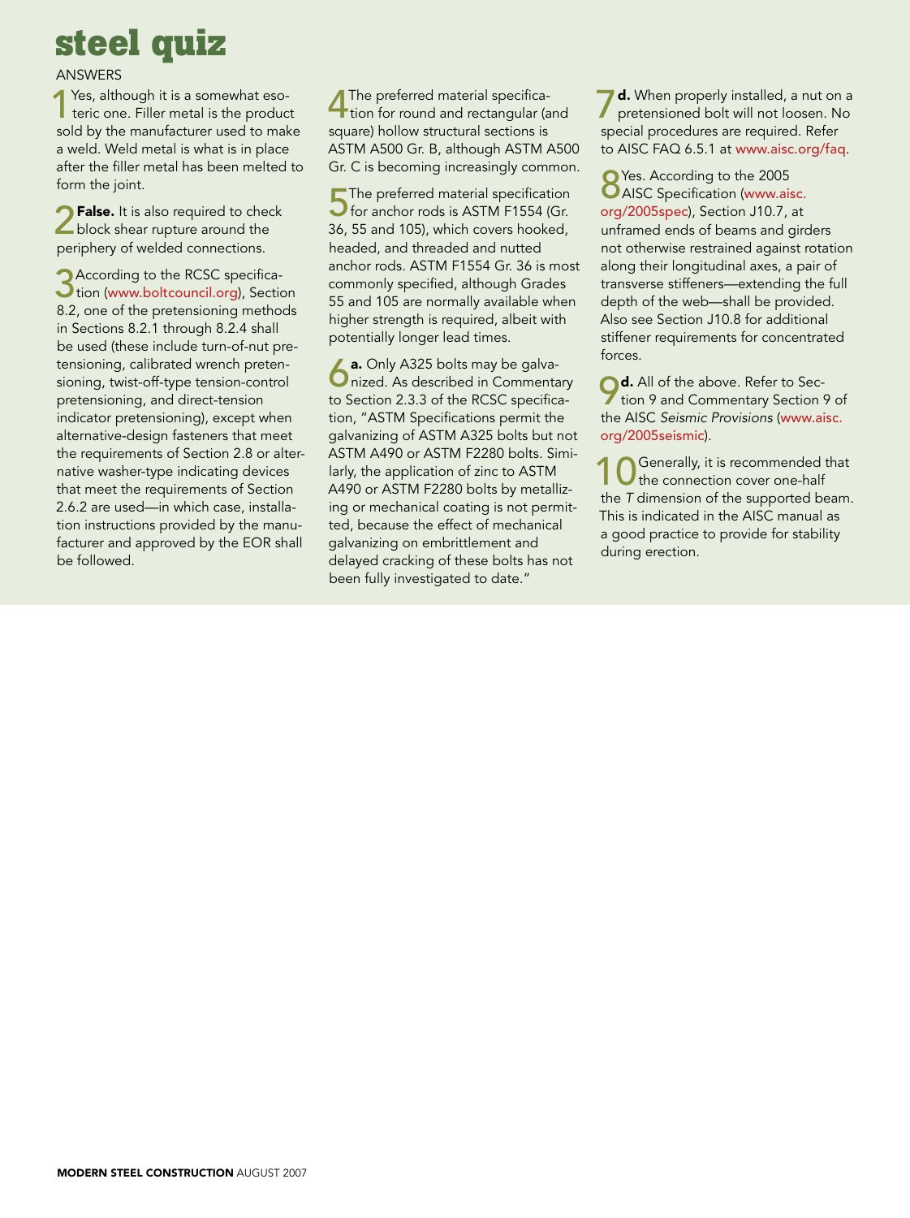# steel quiz

ANSWERS

1 Yes, although it is a somewhat esoteric one. Filler metal is the product sold by the manufacturer used to make a weld. Weld metal is what is in place after the filler metal has been melted to form the joint.

2 **False.** It is also required to check block shear rupture around the periphery of welded connections.

3 According to the RCSC specification (www.boltcouncil.org), Section 8.2, one of the pretensioning methods in Sections 8.2.1 through 8.2.4 shall be used (these include turn-of-nut pretensioning, calibrated wrench pretensioning, twist-off-type tension-control pretensioning, and direct-tension indicator pretensioning), except when alternative-design fasteners that meet the requirements of Section 2.8 or alternative washer-type indicating devices that meet the requirements of Section 2.6.2 are used—in which case, installation instructions provided by the manufacturer and approved by the EOR shall be followed.

4 The preferred material specification for round and rectangular (and square) hollow structural sections is ASTM A500 Gr. B, although ASTM A500 Gr. C is becoming increasingly common.

5 The preferred material specification for anchor rods is ASTM F1554 (Gr. 36, 55 and 105), which covers hooked, headed, and threaded and nutted anchor rods. ASTM F1554 Gr. 36 is most commonly specified, although Grades 55 and 105 are normally available when higher strength is required, albeit with potentially longer lead times.

6 **a.** Only A325 bolts may be galvanized. As described in Commentary to Section 2.3.3 of the RCSC specification, "ASTM Specifications permit the galvanizing of ASTM A325 bolts but not ASTM A490 or ASTM F2280 bolts. Similarly, the application of zinc to ASTM A490 or ASTM F2280 bolts by metallizing or mechanical coating is not permitted, because the effect of mechanical galvanizing on embrittlement and delayed cracking of these bolts has not been fully investigated to date."

7 **d.** When properly installed, a nut on a pretensioned bolt will not loosen. No special procedures are required. Refer to AISC FAQ 6.5.1 at www.aisc.org/faq.

8 Yes. According to the 2005 AISC Specification (www.aisc.org/2005spec), Section J10.7, at unframed ends of beams and girders not otherwise restrained against rotation along their longitudinal axes, a pair of transverse stiffeners—extending the full depth of the web—shall be provided. Also see Section J10.8 for additional stiffener requirements for concentrated forces.

9 **d.** All of the above. Refer to Section 9 and Commentary Section 9 of the AISC *Seismic Provisions* (www.aisc.org/2005seismic).

10 Generally, it is recommended that the connection cover one-half the *T* dimension of the supported beam. This is indicated in the AISC manual as a good practice to provide for stability during erection.